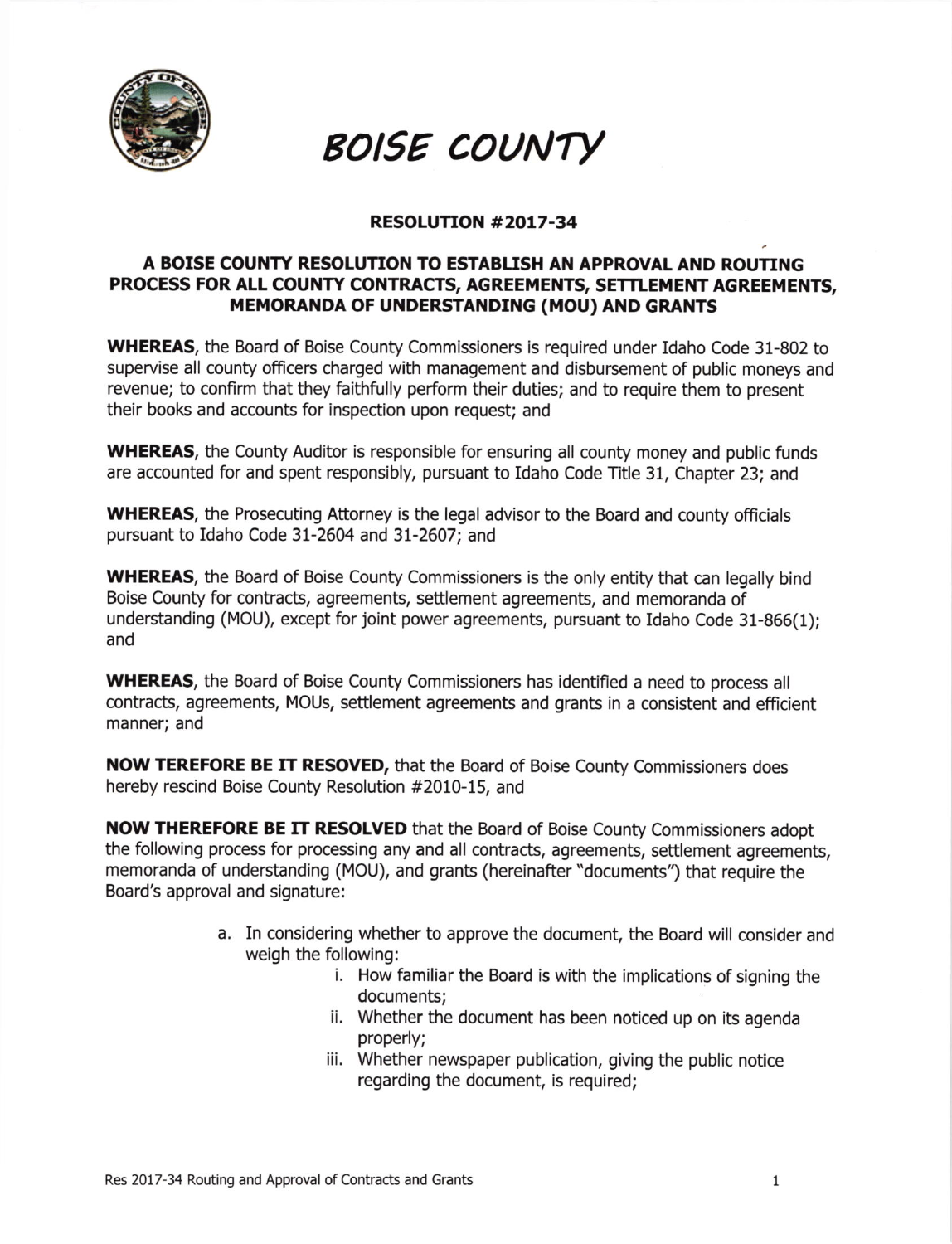# BOISE COUNTY

## RESOLUTION #2017-34

## A BOISE COUNTY RESOLUTION TO ESTABLISH AN APPROVAL AND ROUTING PROCESS FOR ALL COUNTY CONTRACTS, AGREEMENTS, SETTLEMENT AGREEMENTS, MEMORANDA OF UNDERSTANDING (MOU) AND GRANTS

**WHEREAS**, the Board of Boise County Commissioners is required under Idaho Code 31-802 to supervise all county officers charged with management and disbursement of public moneys and revenue; to confirm that they faithfully perform their duties; and to require them to present their books and accounts for inspection upon request; and

**WHEREAS**, the County Auditor is responsible for ensuring all county money and public funds are accounted for and spent responsibly, pursuant to Idaho Code Title 31, Chapter 23; and

**WHEREAS**, the Prosecuting Attorney is the legal advisor to the Board and county officials pursuant to Idaho Code 31-2604 and 31-2607; and

**WHEREAS**, the Board of Boise County Commissioners is the only entity that can legally bind Boise County for contracts, agreements, settlement agreements, and memoranda of understanding (MOU), except for joint power agreements, pursuant to Idaho Code 31-866(1); and

**WHEREAS**, the Board of Boise County Commissioners has identified a need to process all contracts, agreements, MOUs, settlement agreements and grants in a consistent and efficient manner; and

**NOW TEREFORE BE IT RESOVED,** that the Board of Boise County Commissioners does hereby rescind Boise County Resolution #2010-15, and

**NOW THEREFORE BE IT RESOLVED** that the Board of Boise County Commissioners adopt the following process for processing any and all contracts, agreements, settlement agreements, memoranda of understanding (MOU), and grants (hereinafter "documents") that require the Board's approval and signature:

a. In considering whether to approve the document, the Board will consider and weigh the following:
   i. How familiar the Board is with the implications of signing the documents;
   ii. Whether the document has been noticed up on its agenda properly;
   iii. Whether newspaper publication, giving the public notice regarding the document, is required;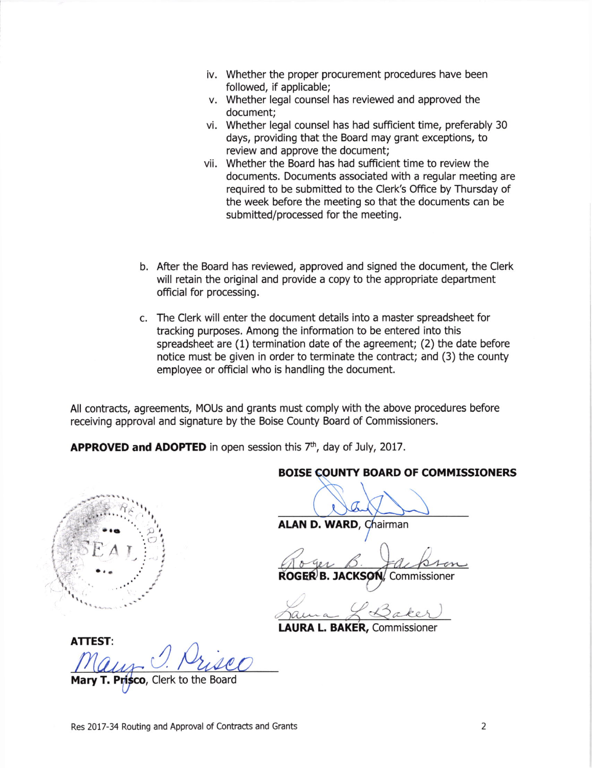iv. Whether the proper procurement procedures have been followed, if applicable;
v. Whether legal counsel has reviewed and approved the document;
vi. Whether legal counsel has had sufficient time, preferably 30 days, providing that the Board may grant exceptions, to review and approve the document;
vii. Whether the Board has had sufficient time to review the documents. Documents associated with a regular meeting are required to be submitted to the Clerk's Office by Thursday of the week before the meeting so that the documents can be submitted/processed for the meeting.

b. After the Board has reviewed, approved and signed the document, the Clerk will retain the original and provide a copy to the appropriate department official for processing.

c. The Clerk will enter the document details into a master spreadsheet for tracking purposes. Among the information to be entered into this spreadsheet are (1) termination date of the agreement; (2) the date before notice must be given in order to terminate the contract; and (3) the county employee or official who is handling the document.

All contracts, agreements, MOUs and grants must comply with the above procedures before receiving approval and signature by the Boise County Board of Commissioners.

**APPROVED and ADOPTED** in open session this 7th, day of July, 2017.

**BOISE COUNTY BOARD OF COMMISSIONERS**

**ALAN D. WARD**, Chairman

**ROGER B. JACKSON**, Commissioner

**LAURA L. BAKER**, Commissioner

SEAL

**ATTEST**:

**Mary T. Prisco**, Clerk to the Board

Res 2017-34 Routing and Approval of Contracts and Grants